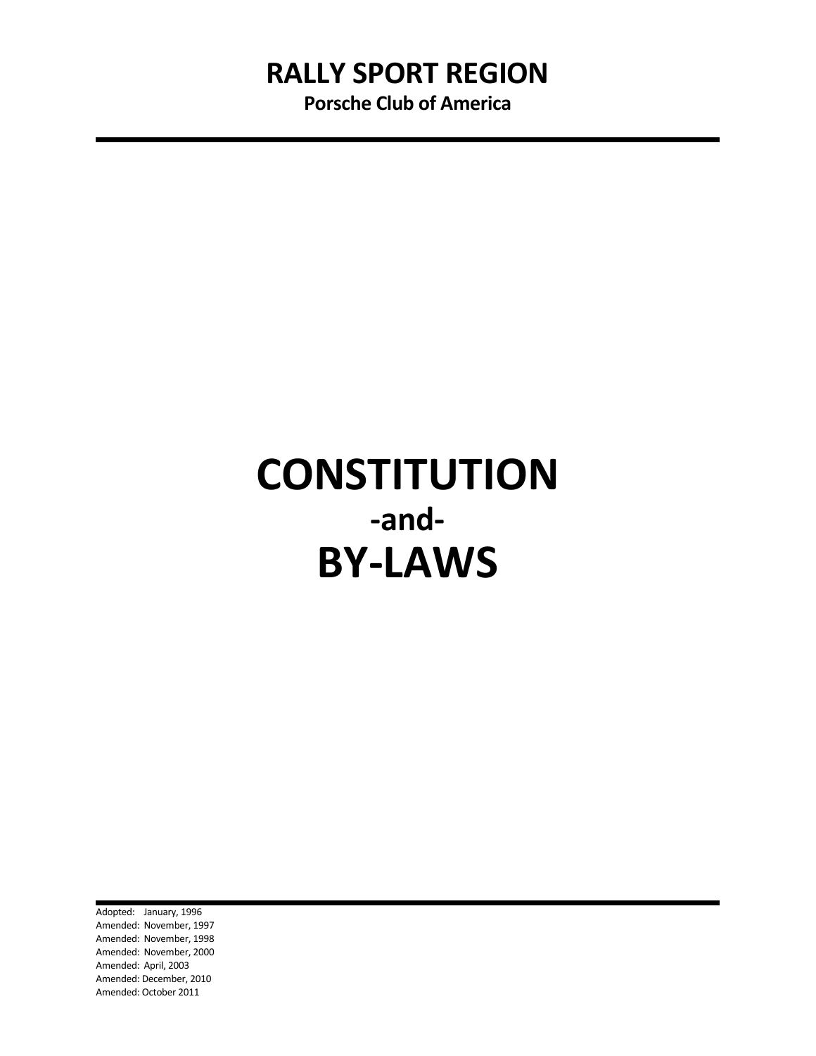# RALLY SPORT REGION

**Porsche Club of America**

---

# CONSTITUTION

## -and-

# BY-LAWS

---

Adopted: January, 1996
Amended: November, 1997
Amended: November, 1998
Amended: November, 2000
Amended: April, 2003
Amended: December, 2010
Amended: October 2011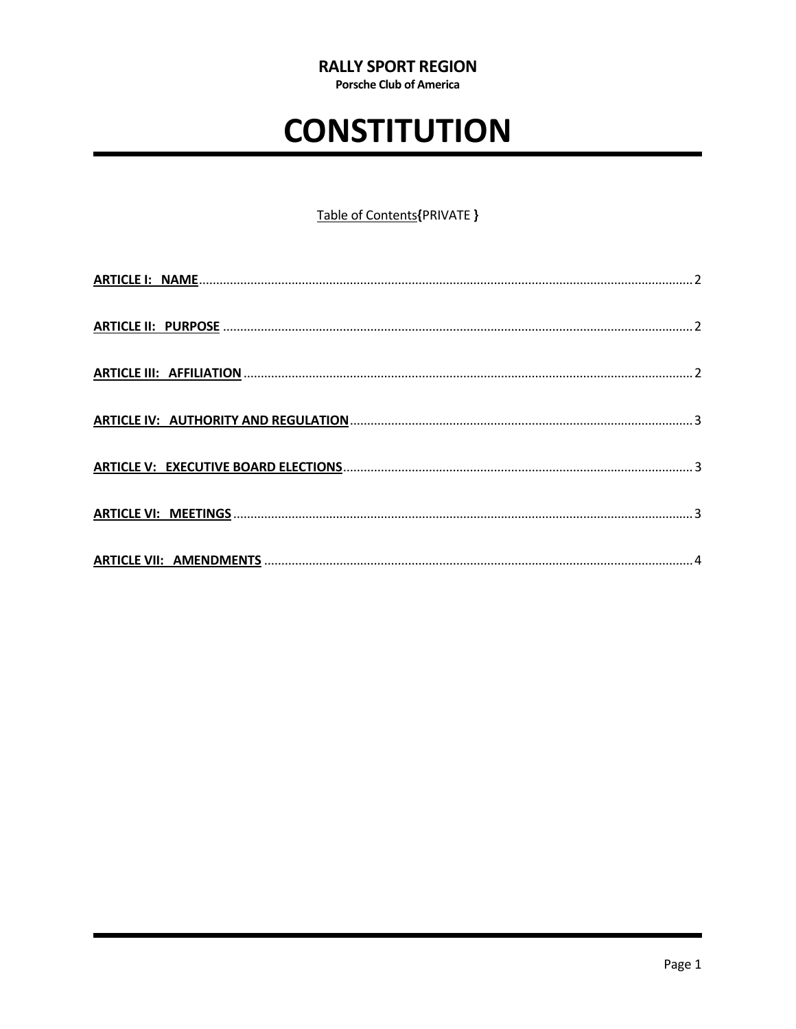**RALLY SPORT REGION**
**Porsche Club of America**

# CONSTITUTION

Table of Contents{PRIVATE }

[**ARTICLE I: NAME**](#) .............................................................. 2

[**ARTICLE II: PURPOSE**](#) .............................................................. 2

[**ARTICLE III: AFFILIATION**](#) .............................................................. 2

[**ARTICLE IV: AUTHORITY AND REGULATION**](#) .............................................................. 3

[**ARTICLE V: EXECUTIVE BOARD ELECTIONS**](#) .............................................................. 3

[**ARTICLE VI: MEETINGS**](#) .............................................................. 3

[**ARTICLE VII: AMENDMENTS**](#) .............................................................. 4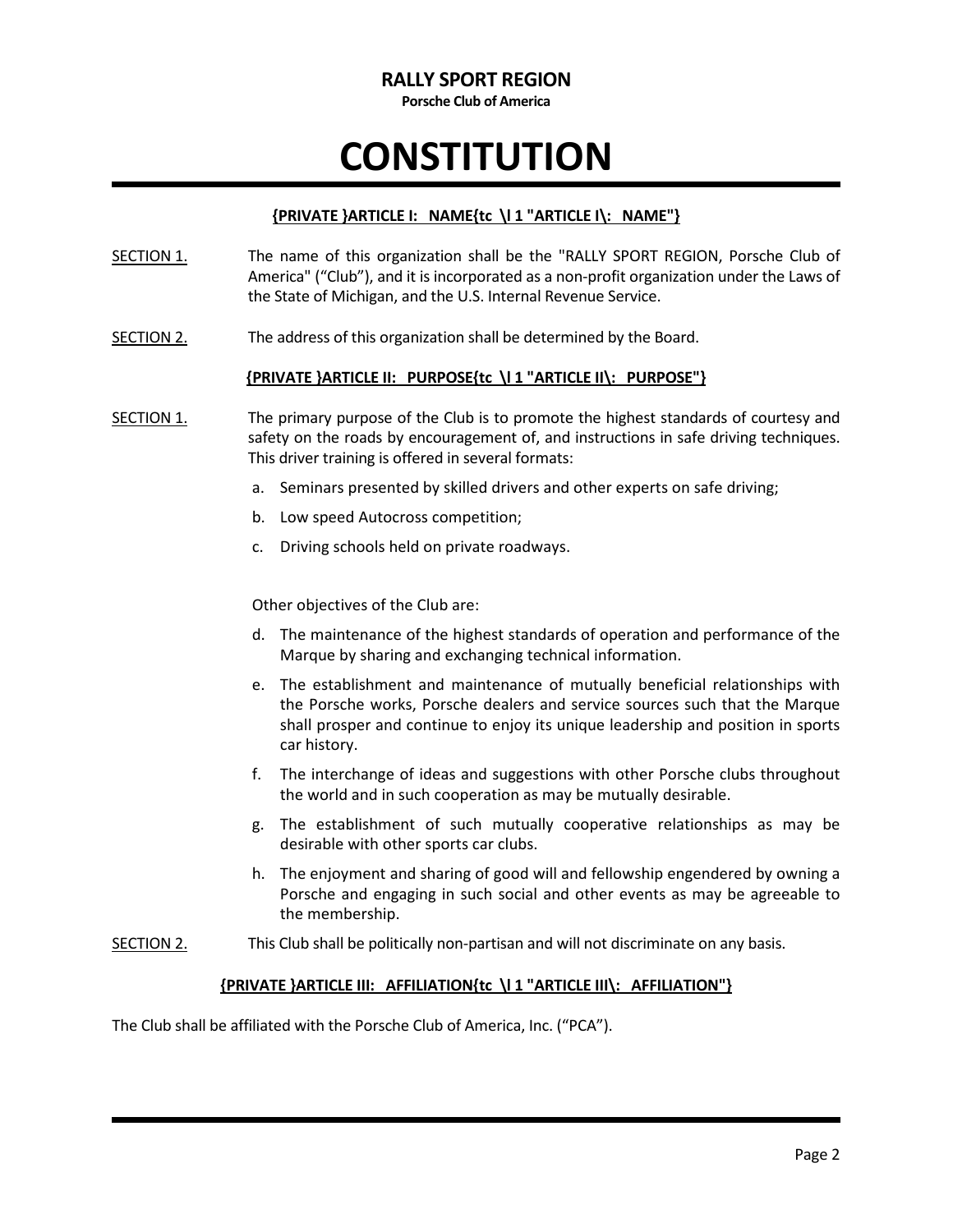**RALLY SPORT REGION**

**Porsche Club of America**

# CONSTITUTION

## {PRIVATE }ARTICLE I: NAME{tc \l 1 "ARTICLE I\: NAME"}

SECTION 1. The name of this organization shall be the "RALLY SPORT REGION, Porsche Club of America" ("Club"), and it is incorporated as a non-profit organization under the Laws of the State of Michigan, and the U.S. Internal Revenue Service.

SECTION 2. The address of this organization shall be determined by the Board.

## {PRIVATE }ARTICLE II: PURPOSE{tc \l 1 "ARTICLE II\: PURPOSE"}

SECTION 1. The primary purpose of the Club is to promote the highest standards of courtesy and safety on the roads by encouragement of, and instructions in safe driving techniques. This driver training is offered in several formats:

a. Seminars presented by skilled drivers and other experts on safe driving;

b. Low speed Autocross competition;

c. Driving schools held on private roadways.

Other objectives of the Club are:

d. The maintenance of the highest standards of operation and performance of the Marque by sharing and exchanging technical information.

e. The establishment and maintenance of mutually beneficial relationships with the Porsche works, Porsche dealers and service sources such that the Marque shall prosper and continue to enjoy its unique leadership and position in sports car history.

f. The interchange of ideas and suggestions with other Porsche clubs throughout the world and in such cooperation as may be mutually desirable.

g. The establishment of such mutually cooperative relationships as may be desirable with other sports car clubs.

h. The enjoyment and sharing of good will and fellowship engendered by owning a Porsche and engaging in such social and other events as may be agreeable to the membership.

SECTION 2. This Club shall be politically non-partisan and will not discriminate on any basis.

## {PRIVATE }ARTICLE III: AFFILIATION{tc \l 1 "ARTICLE III\: AFFILIATION"}

The Club shall be affiliated with the Porsche Club of America, Inc. ("PCA").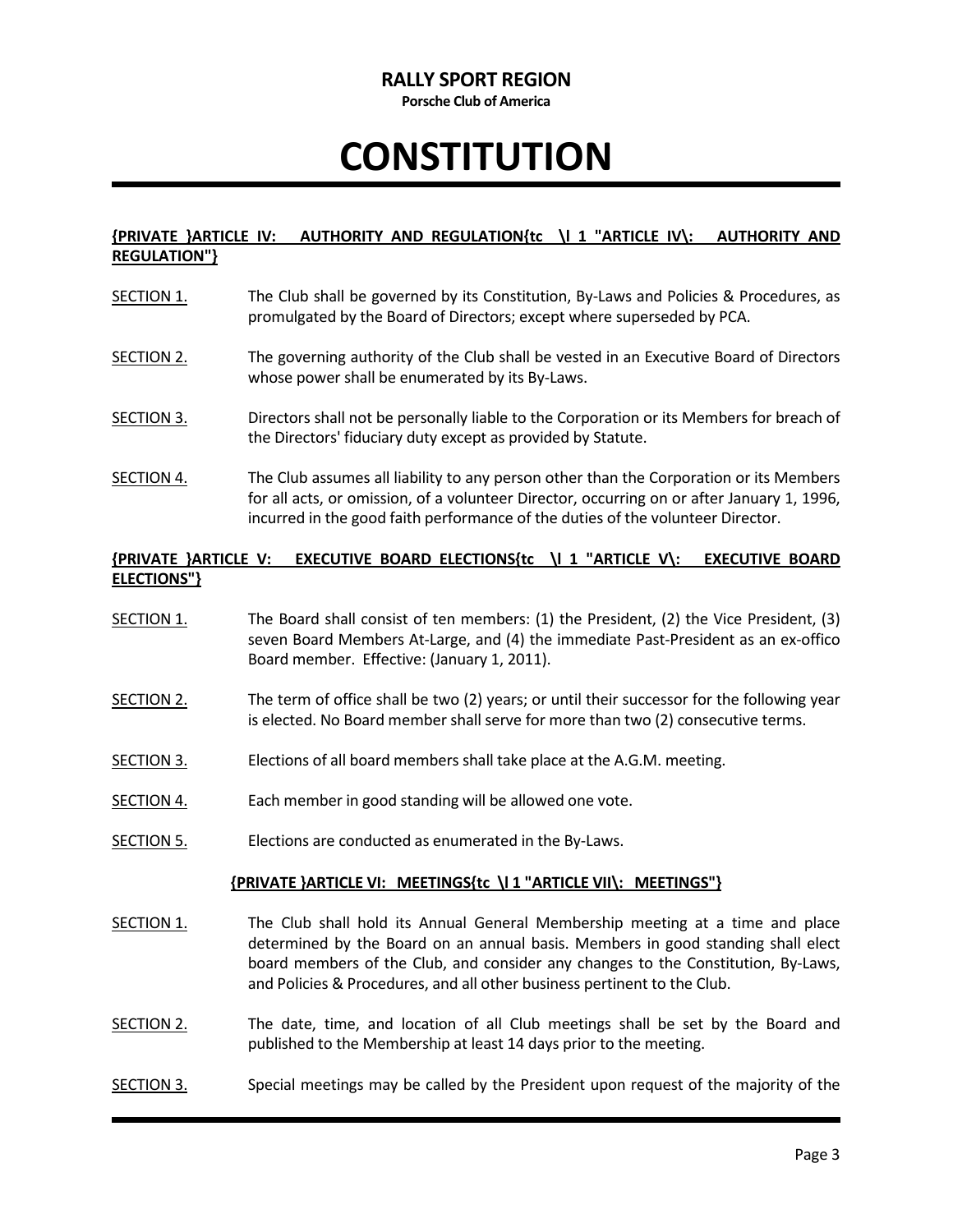# RALLY SPORT REGION

**Porsche Club of America**

# CONSTITUTION

**{PRIVATE }ARTICLE IV: AUTHORITY AND REGULATION{tc \l 1 "ARTICLE IV\: AUTHORITY AND REGULATION"}**

SECTION 1. The Club shall be governed by its Constitution, By-Laws and Policies & Procedures, as promulgated by the Board of Directors; except where superseded by PCA.

SECTION 2. The governing authority of the Club shall be vested in an Executive Board of Directors whose power shall be enumerated by its By-Laws.

SECTION 3. Directors shall not be personally liable to the Corporation or its Members for breach of the Directors' fiduciary duty except as provided by Statute.

SECTION 4. The Club assumes all liability to any person other than the Corporation or its Members for all acts, or omission, of a volunteer Director, occurring on or after January 1, 1996, incurred in the good faith performance of the duties of the volunteer Director.

**{PRIVATE }ARTICLE V: EXECUTIVE BOARD ELECTIONS{tc \l 1 "ARTICLE V\: EXECUTIVE BOARD ELECTIONS"}**

SECTION 1. The Board shall consist of ten members: (1) the President, (2) the Vice President, (3) seven Board Members At-Large, and (4) the immediate Past-President as an ex-offico Board member. Effective: (January 1, 2011).

SECTION 2. The term of office shall be two (2) years; or until their successor for the following year is elected. No Board member shall serve for more than two (2) consecutive terms.

SECTION 3. Elections of all board members shall take place at the A.G.M. meeting.

SECTION 4. Each member in good standing will be allowed one vote.

SECTION 5. Elections are conducted as enumerated in the By-Laws.

**{PRIVATE }ARTICLE VI: MEETINGS{tc \l 1 "ARTICLE VII\: MEETINGS"}**

SECTION 1. The Club shall hold its Annual General Membership meeting at a time and place determined by the Board on an annual basis. Members in good standing shall elect board members of the Club, and consider any changes to the Constitution, By-Laws, and Policies & Procedures, and all other business pertinent to the Club.

SECTION 2. The date, time, and location of all Club meetings shall be set by the Board and published to the Membership at least 14 days prior to the meeting.

SECTION 3. Special meetings may be called by the President upon request of the majority of the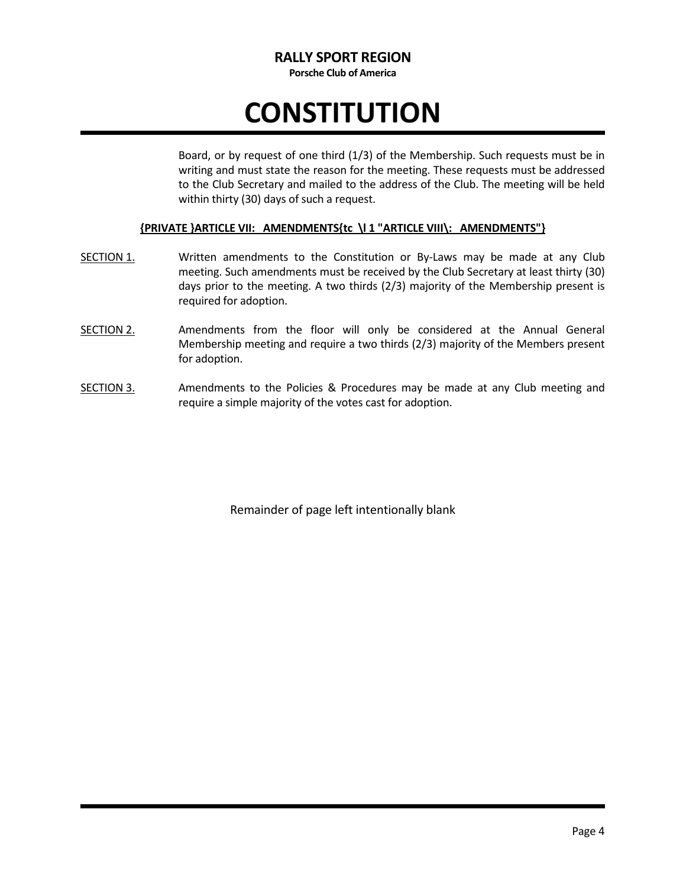Board, or by request of one third (1/3) of the Membership. Such requests must be in writing and must state the reason for the meeting. These requests must be addressed to the Club Secretary and mailed to the address of the Club. The meeting will be held within thirty (30) days of such a request.

## {PRIVATE }ARTICLE VII: AMENDMENTS{tc \l 1 "ARTICLE VIII\: AMENDMENTS"}

SECTION 1. Written amendments to the Constitution or By-Laws may be made at any Club meeting. Such amendments must be received by the Club Secretary at least thirty (30) days prior to the meeting. A two thirds (2/3) majority of the Membership present is required for adoption.

SECTION 2. Amendments from the floor will only be considered at the Annual General Membership meeting and require a two thirds (2/3) majority of the Members present for adoption.

SECTION 3. Amendments to the Policies & Procedures may be made at any Club meeting and require a simple majority of the votes cast for adoption.

Remainder of page left intentionally blank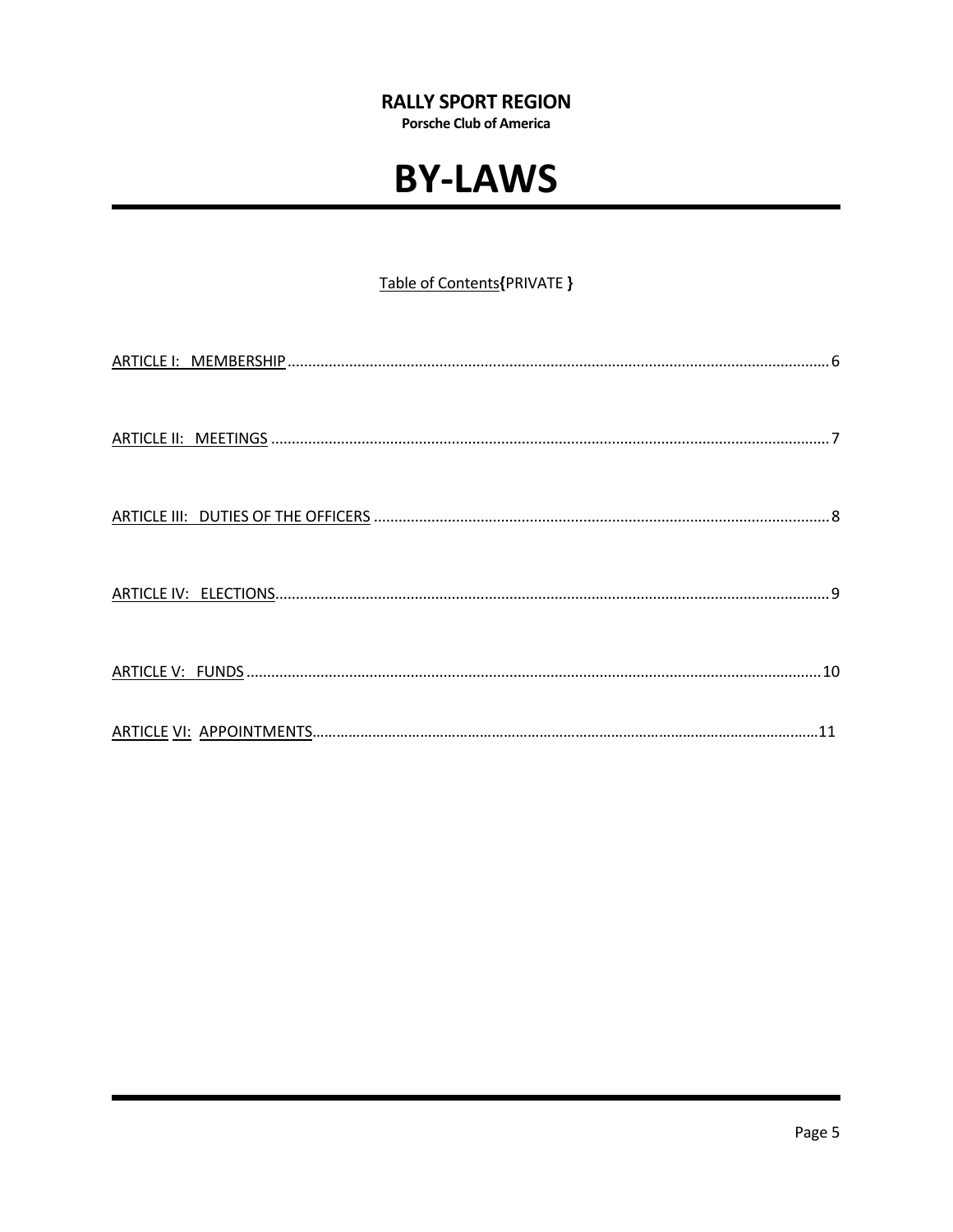**RALLY SPORT REGION**
**Porsche Club of America**

# BY-LAWS

Table of Contents{PRIVATE }

ARTICLE I: MEMBERSHIP .................................................................................................................................... 6

ARTICLE II: MEETINGS ...................................................................................................................................... 7

ARTICLE III: DUTIES OF THE OFFICERS .......................................................................................................... 8

ARTICLE IV: ELECTIONS ..................................................................................................................................... 9

ARTICLE V: FUNDS .............................................................................................................................................. 10

ARTICLE VI: APPOINTMENTS ............................................................................................................................ 11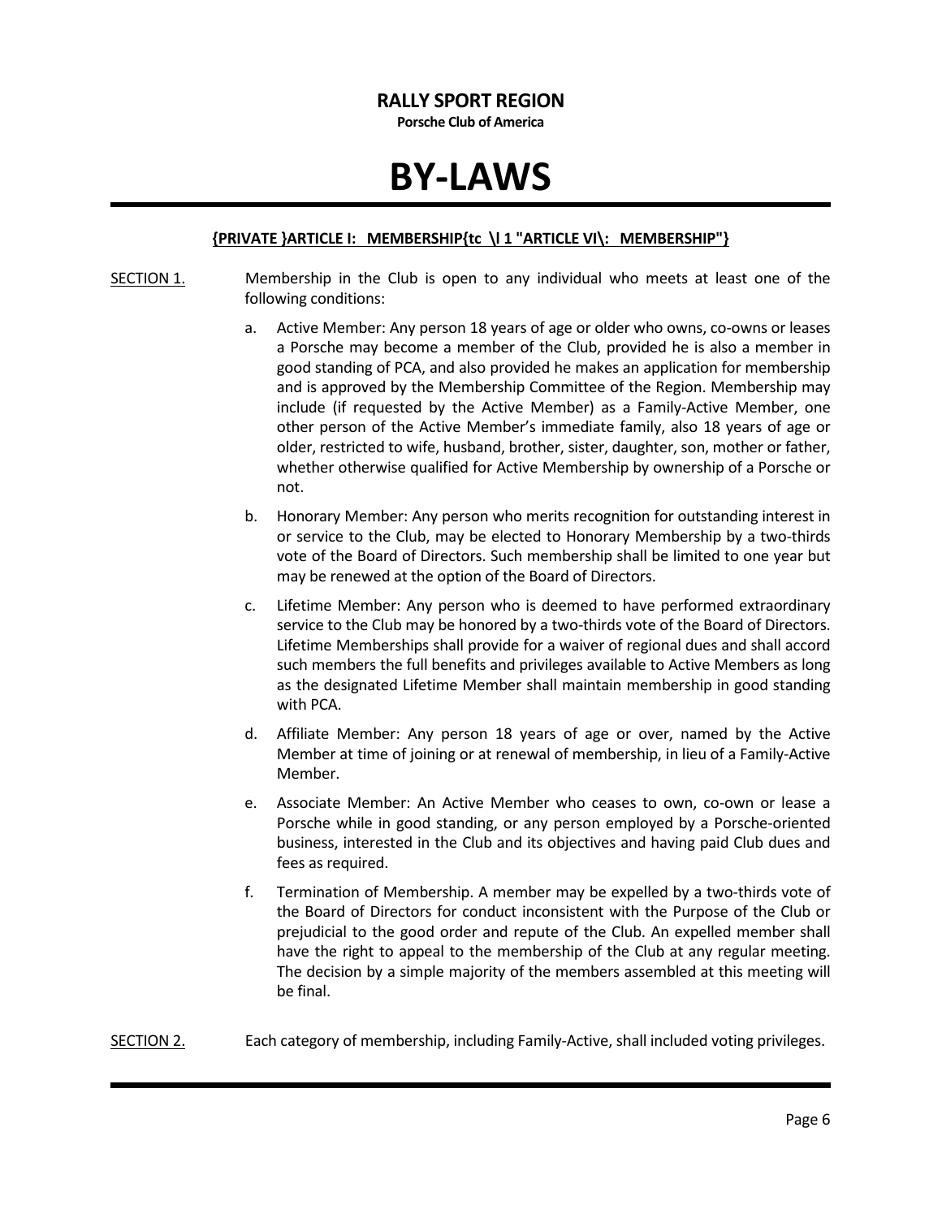# RALLY SPORT REGION

**Porsche Club of America**

# BY-LAWS

**{PRIVATE }ARTICLE I: MEMBERSHIP{tc \l 1 "ARTICLE VI\: MEMBERSHIP"}**

SECTION 1. Membership in the Club is open to any individual who meets at least one of the following conditions:

a. Active Member: Any person 18 years of age or older who owns, co-owns or leases a Porsche may become a member of the Club, provided he is also a member in good standing of PCA, and also provided he makes an application for membership and is approved by the Membership Committee of the Region. Membership may include (if requested by the Active Member) as a Family-Active Member, one other person of the Active Member's immediate family, also 18 years of age or older, restricted to wife, husband, brother, sister, daughter, son, mother or father, whether otherwise qualified for Active Membership by ownership of a Porsche or not.

b. Honorary Member: Any person who merits recognition for outstanding interest in or service to the Club, may be elected to Honorary Membership by a two-thirds vote of the Board of Directors. Such membership shall be limited to one year but may be renewed at the option of the Board of Directors.

c. Lifetime Member: Any person who is deemed to have performed extraordinary service to the Club may be honored by a two-thirds vote of the Board of Directors. Lifetime Memberships shall provide for a waiver of regional dues and shall accord such members the full benefits and privileges available to Active Members as long as the designated Lifetime Member shall maintain membership in good standing with PCA.

d. Affiliate Member: Any person 18 years of age or over, named by the Active Member at time of joining or at renewal of membership, in lieu of a Family-Active Member.

e. Associate Member: An Active Member who ceases to own, co-own or lease a Porsche while in good standing, or any person employed by a Porsche-oriented business, interested in the Club and its objectives and having paid Club dues and fees as required.

f. Termination of Membership. A member may be expelled by a two-thirds vote of the Board of Directors for conduct inconsistent with the Purpose of the Club or prejudicial to the good order and repute of the Club. An expelled member shall have the right to appeal to the membership of the Club at any regular meeting. The decision by a simple majority of the members assembled at this meeting will be final.

SECTION 2. Each category of membership, including Family-Active, shall included voting privileges.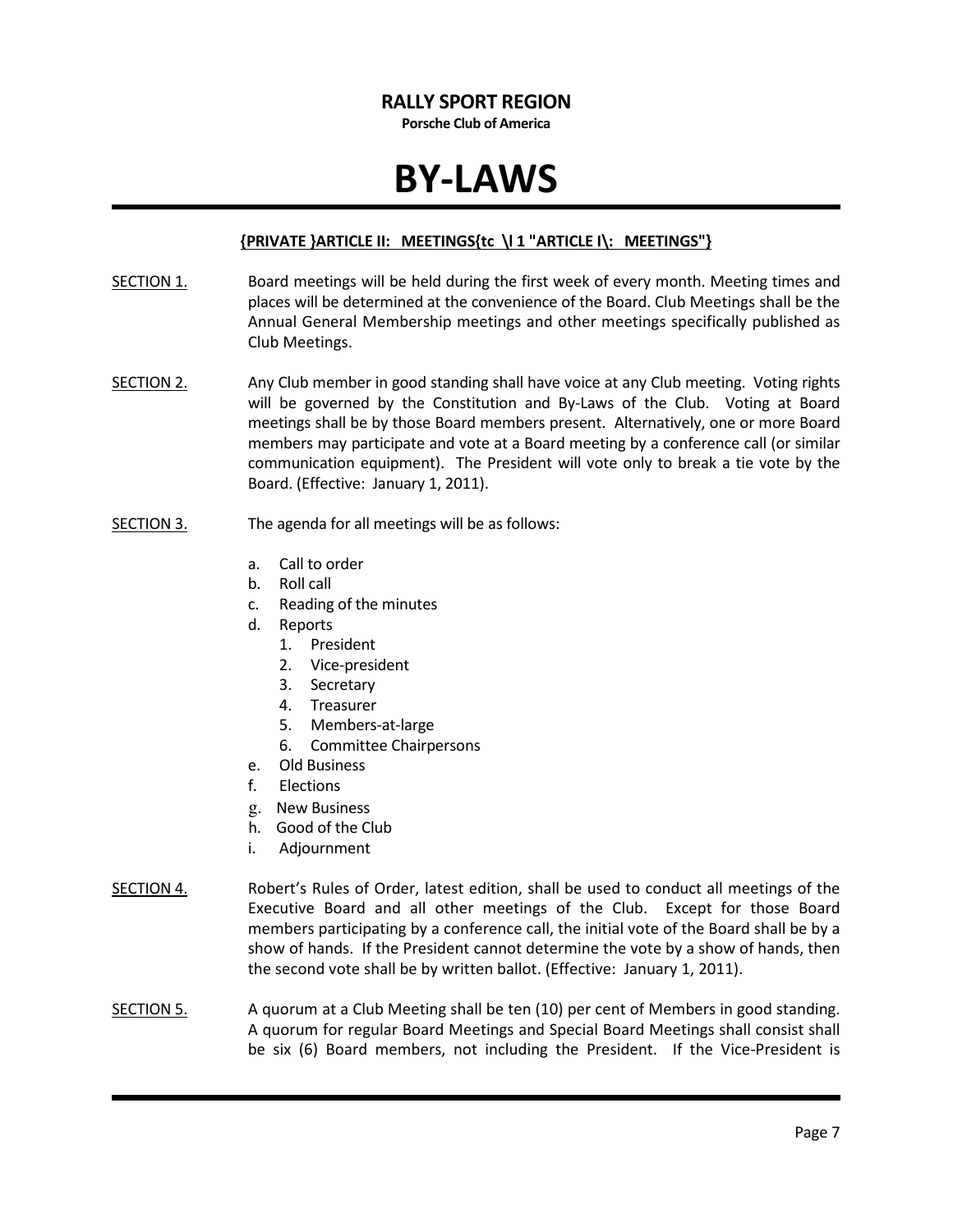**{PRIVATE }ARTICLE II: MEETINGS{tc \l 1 "ARTICLE I\: MEETINGS"}**

SECTION 1. Board meetings will be held during the first week of every month. Meeting times and places will be determined at the convenience of the Board. Club Meetings shall be the Annual General Membership meetings and other meetings specifically published as Club Meetings.

SECTION 2. Any Club member in good standing shall have voice at any Club meeting. Voting rights will be governed by the Constitution and By-Laws of the Club. Voting at Board meetings shall be by those Board members present. Alternatively, one or more Board members may participate and vote at a Board meeting by a conference call (or similar communication equipment). The President will vote only to break a tie vote by the Board. (Effective: January 1, 2011).

SECTION 3. The agenda for all meetings will be as follows:

a. Call to order
b. Roll call
c. Reading of the minutes
d. Reports
   1. President
   2. Vice-president
   3. Secretary
   4. Treasurer
   5. Members-at-large
   6. Committee Chairpersons
e. Old Business
f. Elections
g. New Business
h. Good of the Club
i. Adjournment

SECTION 4. Robert's Rules of Order, latest edition, shall be used to conduct all meetings of the Executive Board and all other meetings of the Club. Except for those Board members participating by a conference call, the initial vote of the Board shall be by a show of hands. If the President cannot determine the vote by a show of hands, then the second vote shall be by written ballot. (Effective: January 1, 2011).

SECTION 5. A quorum at a Club Meeting shall be ten (10) per cent of Members in good standing. A quorum for regular Board Meetings and Special Board Meetings shall consist shall be six (6) Board members, not including the President. If the Vice-President is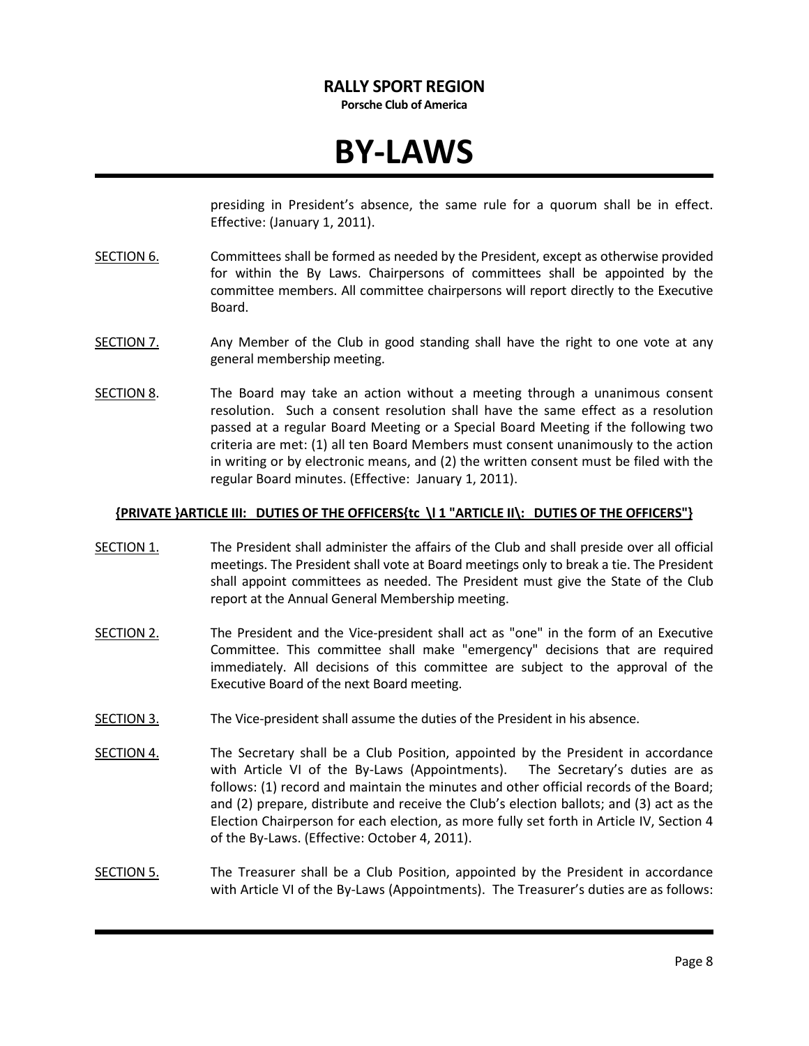presiding in President's absence, the same rule for a quorum shall be in effect. Effective: (January 1, 2011).

SECTION 6. Committees shall be formed as needed by the President, except as otherwise provided for within the By Laws. Chairpersons of committees shall be appointed by the committee members. All committee chairpersons will report directly to the Executive Board.

SECTION 7. Any Member of the Club in good standing shall have the right to one vote at any general membership meeting.

SECTION 8. The Board may take an action without a meeting through a unanimous consent resolution. Such a consent resolution shall have the same effect as a resolution passed at a regular Board Meeting or a Special Board Meeting if the following two criteria are met: (1) all ten Board Members must consent unanimously to the action in writing or by electronic means, and (2) the written consent must be filed with the regular Board minutes. (Effective: January 1, 2011).

## {PRIVATE }ARTICLE III: DUTIES OF THE OFFICERS{tc \l 1 "ARTICLE II\: DUTIES OF THE OFFICERS"}

SECTION 1. The President shall administer the affairs of the Club and shall preside over all official meetings. The President shall vote at Board meetings only to break a tie. The President shall appoint committees as needed. The President must give the State of the Club report at the Annual General Membership meeting.

SECTION 2. The President and the Vice-president shall act as "one" in the form of an Executive Committee. This committee shall make "emergency" decisions that are required immediately. All decisions of this committee are subject to the approval of the Executive Board of the next Board meeting.

SECTION 3. The Vice-president shall assume the duties of the President in his absence.

SECTION 4. The Secretary shall be a Club Position, appointed by the President in accordance with Article VI of the By-Laws (Appointments). The Secretary's duties are as follows: (1) record and maintain the minutes and other official records of the Board; and (2) prepare, distribute and receive the Club's election ballots; and (3) act as the Election Chairperson for each election, as more fully set forth in Article IV, Section 4 of the By-Laws. (Effective: October 4, 2011).

SECTION 5. The Treasurer shall be a Club Position, appointed by the President in accordance with Article VI of the By-Laws (Appointments). The Treasurer's duties are as follows: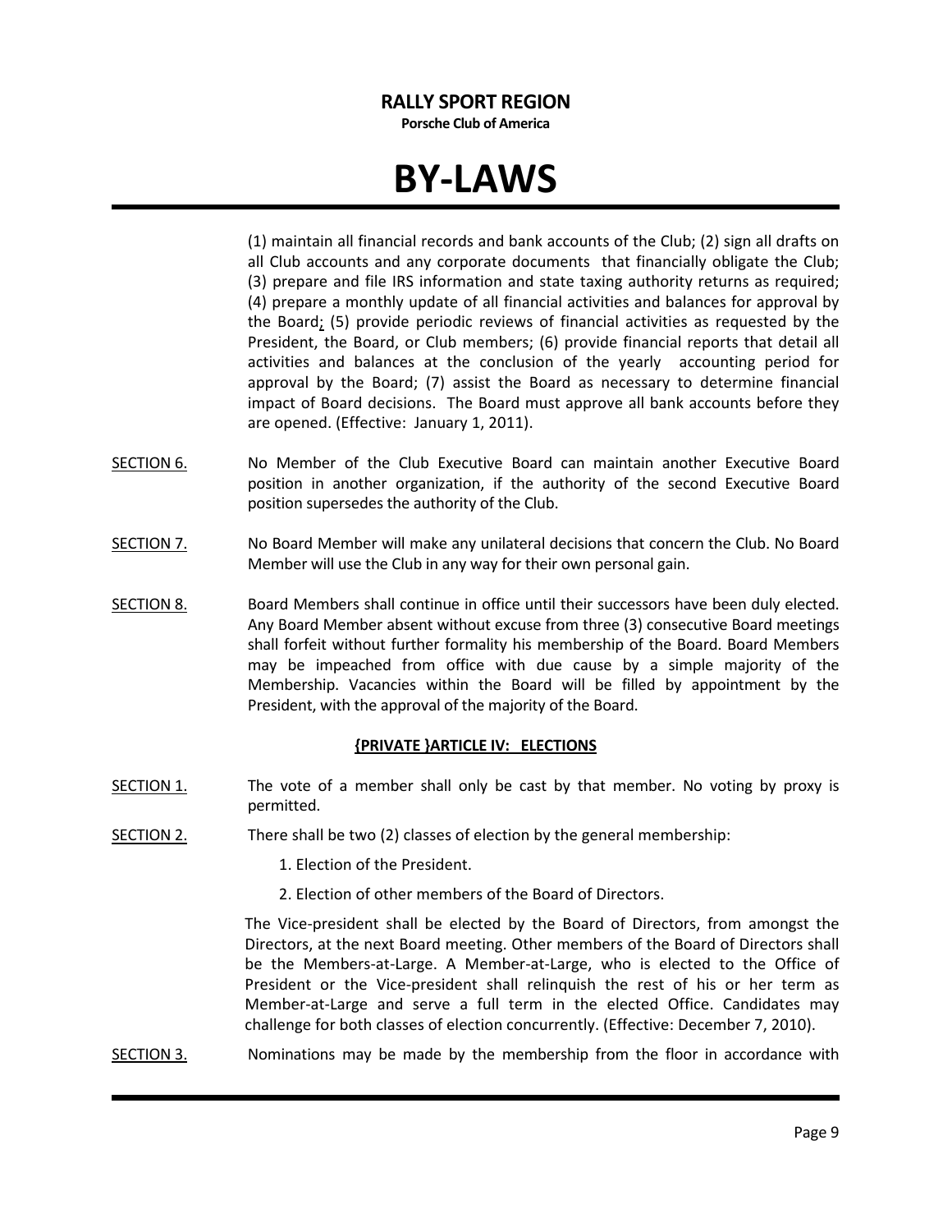(1) maintain all financial records and bank accounts of the Club; (2) sign all drafts on all Club accounts and any corporate documents that financially obligate the Club; (3) prepare and file IRS information and state taxing authority returns as required; (4) prepare a monthly update of all financial activities and balances for approval by the Board; (5) provide periodic reviews of financial activities as requested by the President, the Board, or Club members; (6) provide financial reports that detail all activities and balances at the conclusion of the yearly accounting period for approval by the Board; (7) assist the Board as necessary to determine financial impact of Board decisions. The Board must approve all bank accounts before they are opened. (Effective: January 1, 2011).

SECTION 6. No Member of the Club Executive Board can maintain another Executive Board position in another organization, if the authority of the second Executive Board position supersedes the authority of the Club.

SECTION 7. No Board Member will make any unilateral decisions that concern the Club. No Board Member will use the Club in any way for their own personal gain.

SECTION 8. Board Members shall continue in office until their successors have been duly elected. Any Board Member absent without excuse from three (3) consecutive Board meetings shall forfeit without further formality his membership of the Board. Board Members may be impeached from office with due cause by a simple majority of the Membership. Vacancies within the Board will be filled by appointment by the President, with the approval of the majority of the Board.

## {PRIVATE }ARTICLE IV: ELECTIONS

SECTION 1. The vote of a member shall only be cast by that member. No voting by proxy is permitted.

SECTION 2. There shall be two (2) classes of election by the general membership:

1. Election of the President.
2. Election of other members of the Board of Directors.

The Vice-president shall be elected by the Board of Directors, from amongst the Directors, at the next Board meeting. Other members of the Board of Directors shall be the Members-at-Large. A Member-at-Large, who is elected to the Office of President or the Vice-president shall relinquish the rest of his or her term as Member-at-Large and serve a full term in the elected Office. Candidates may challenge for both classes of election concurrently. (Effective: December 7, 2010).

SECTION 3. Nominations may be made by the membership from the floor in accordance with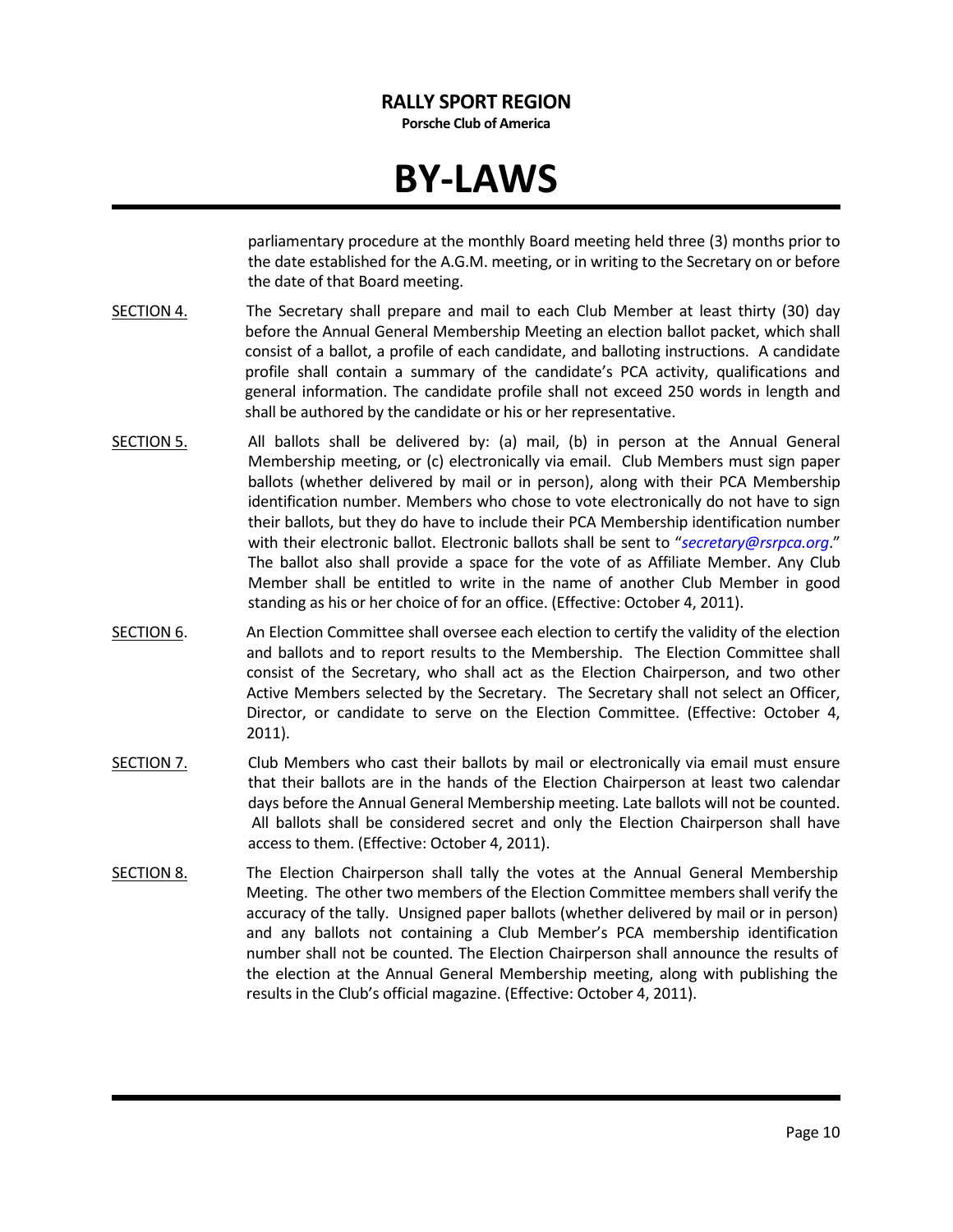parliamentary procedure at the monthly Board meeting held three (3) months prior to the date established for the A.G.M. meeting, or in writing to the Secretary on or before the date of that Board meeting.

SECTION 4. The Secretary shall prepare and mail to each Club Member at least thirty (30) day before the Annual General Membership Meeting an election ballot packet, which shall consist of a ballot, a profile of each candidate, and balloting instructions. A candidate profile shall contain a summary of the candidate's PCA activity, qualifications and general information. The candidate profile shall not exceed 250 words in length and shall be authored by the candidate or his or her representative.

SECTION 5. All ballots shall be delivered by: (a) mail, (b) in person at the Annual General Membership meeting, or (c) electronically via email. Club Members must sign paper ballots (whether delivered by mail or in person), along with their PCA Membership identification number. Members who chose to vote electronically do not have to sign their ballots, but they do have to include their PCA Membership identification number with their electronic ballot. Electronic ballots shall be sent to "*secretary@rsrpca.org*." The ballot also shall provide a space for the vote of as Affiliate Member. Any Club Member shall be entitled to write in the name of another Club Member in good standing as his or her choice of for an office. (Effective: October 4, 2011).

SECTION 6. An Election Committee shall oversee each election to certify the validity of the election and ballots and to report results to the Membership. The Election Committee shall consist of the Secretary, who shall act as the Election Chairperson, and two other Active Members selected by the Secretary. The Secretary shall not select an Officer, Director, or candidate to serve on the Election Committee. (Effective: October 4, 2011).

SECTION 7. Club Members who cast their ballots by mail or electronically via email must ensure that their ballots are in the hands of the Election Chairperson at least two calendar days before the Annual General Membership meeting. Late ballots will not be counted. All ballots shall be considered secret and only the Election Chairperson shall have access to them. (Effective: October 4, 2011).

SECTION 8. The Election Chairperson shall tally the votes at the Annual General Membership Meeting. The other two members of the Election Committee members shall verify the accuracy of the tally. Unsigned paper ballots (whether delivered by mail or in person) and any ballots not containing a Club Member's PCA membership identification number shall not be counted. The Election Chairperson shall announce the results of the election at the Annual General Membership meeting, along with publishing the results in the Club's official magazine. (Effective: October 4, 2011).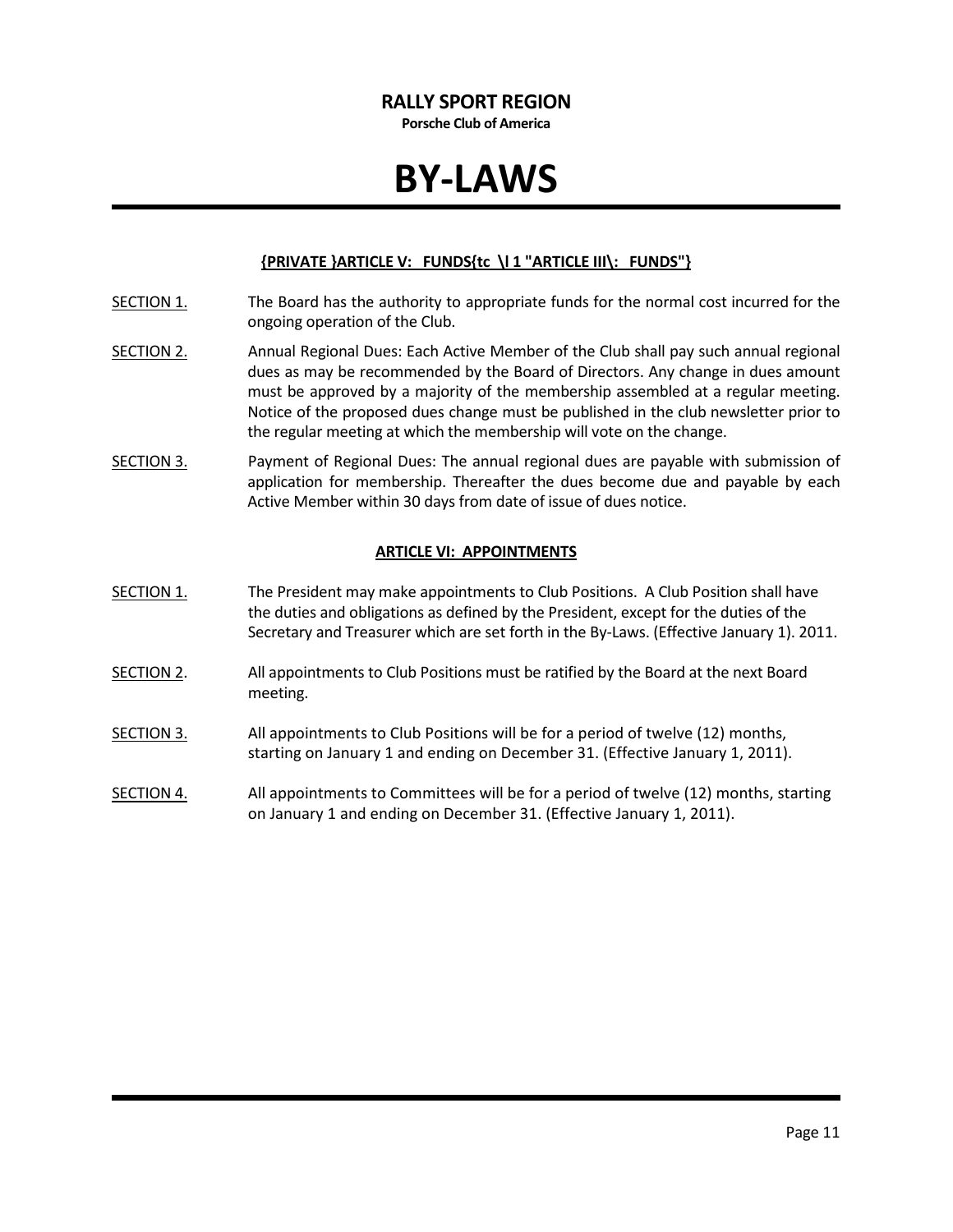# RALLY SPORT REGION

**Porsche Club of America**

# BY-LAWS

### {PRIVATE }ARTICLE V: FUNDS{tc \l 1 "ARTICLE III\: FUNDS"}

SECTION 1. The Board has the authority to appropriate funds for the normal cost incurred for the ongoing operation of the Club.

SECTION 2. Annual Regional Dues: Each Active Member of the Club shall pay such annual regional dues as may be recommended by the Board of Directors. Any change in dues amount must be approved by a majority of the membership assembled at a regular meeting. Notice of the proposed dues change must be published in the club newsletter prior to the regular meeting at which the membership will vote on the change.

SECTION 3. Payment of Regional Dues: The annual regional dues are payable with submission of application for membership. Thereafter the dues become due and payable by each Active Member within 30 days from date of issue of dues notice.

### ARTICLE VI: APPOINTMENTS

SECTION 1. The President may make appointments to Club Positions. A Club Position shall have the duties and obligations as defined by the President, except for the duties of the Secretary and Treasurer which are set forth in the By-Laws. (Effective January 1). 2011.

SECTION 2. All appointments to Club Positions must be ratified by the Board at the next Board meeting.

SECTION 3. All appointments to Club Positions will be for a period of twelve (12) months, starting on January 1 and ending on December 31. (Effective January 1, 2011).

SECTION 4. All appointments to Committees will be for a period of twelve (12) months, starting on January 1 and ending on December 31. (Effective January 1, 2011).